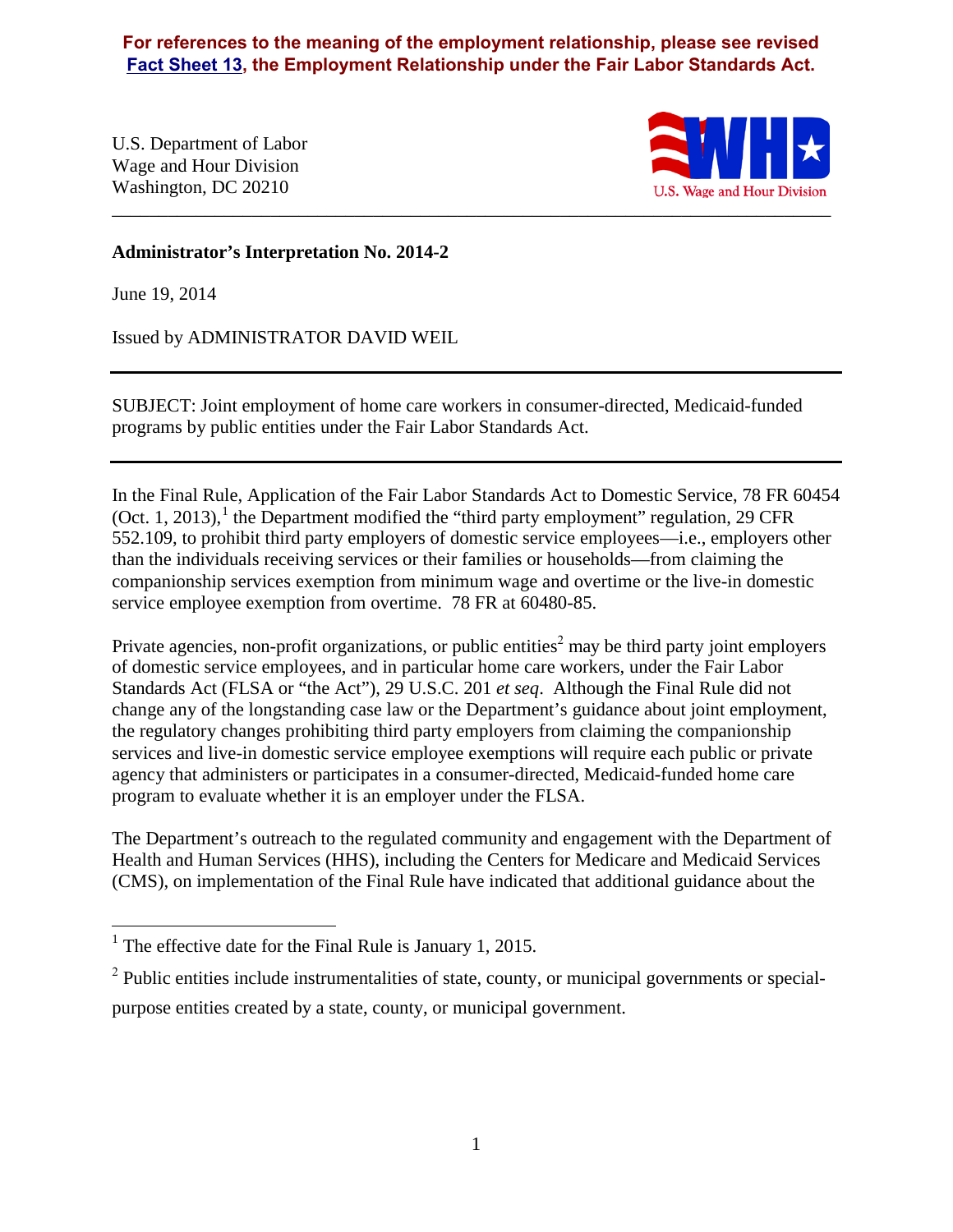**For references to the meaning of the employment relationship, please see revised Fact Sheet 13, the Employment Relationship under the Fair Labor Standards Act.**

U.S. Department of Labor
Wage and Hour Division
Washington, DC 20210

U.S. Wage and Hour Division

---

**Administrator's Interpretation No. 2014-2**

June 19, 2014

Issued by ADMINISTRATOR DAVID WEIL

---

SUBJECT: Joint employment of home care workers in consumer-directed, Medicaid-funded programs by public entities under the Fair Labor Standards Act.

---

In the Final Rule, Application of the Fair Labor Standards Act to Domestic Service, 78 FR 60454 (Oct. 1, 2013),[1] the Department modified the "third party employment" regulation, 29 CFR 552.109, to prohibit third party employers of domestic service employees—i.e., employers other than the individuals receiving services or their families or households—from claiming the companionship services exemption from minimum wage and overtime or the live-in domestic service employee exemption from overtime. 78 FR at 60480-85.

Private agencies, non-profit organizations, or public entities[2] may be third party joint employers of domestic service employees, and in particular home care workers, under the Fair Labor Standards Act (FLSA or "the Act"), 29 U.S.C. 201 *et seq*. Although the Final Rule did not change any of the longstanding case law or the Department's guidance about joint employment, the regulatory changes prohibiting third party employers from claiming the companionship services and live-in domestic service employee exemptions will require each public or private agency that administers or participates in a consumer-directed, Medicaid-funded home care program to evaluate whether it is an employer under the FLSA.

The Department's outreach to the regulated community and engagement with the Department of Health and Human Services (HHS), including the Centers for Medicare and Medicaid Services (CMS), on implementation of the Final Rule have indicated that additional guidance about the

---

[1] The effective date for the Final Rule is January 1, 2015.

[2] Public entities include instrumentalities of state, county, or municipal governments or special-purpose entities created by a state, county, or municipal government.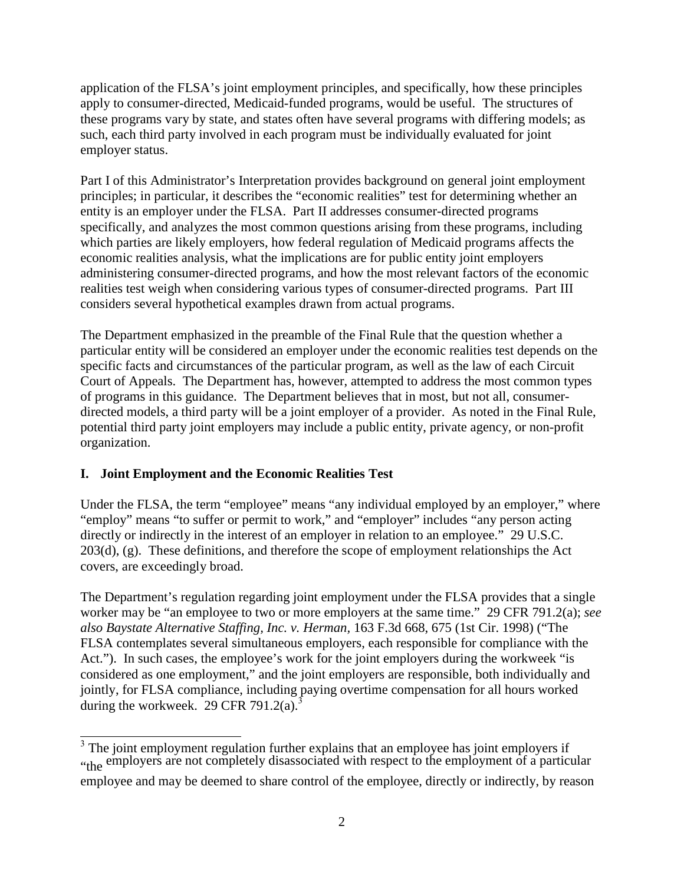application of the FLSA's joint employment principles, and specifically, how these principles apply to consumer-directed, Medicaid-funded programs, would be useful. The structures of these programs vary by state, and states often have several programs with differing models; as such, each third party involved in each program must be individually evaluated for joint employer status.

Part I of this Administrator's Interpretation provides background on general joint employment principles; in particular, it describes the "economic realities" test for determining whether an entity is an employer under the FLSA. Part II addresses consumer-directed programs specifically, and analyzes the most common questions arising from these programs, including which parties are likely employers, how federal regulation of Medicaid programs affects the economic realities analysis, what the implications are for public entity joint employers administering consumer-directed programs, and how the most relevant factors of the economic realities test weigh when considering various types of consumer-directed programs. Part III considers several hypothetical examples drawn from actual programs.

The Department emphasized in the preamble of the Final Rule that the question whether a particular entity will be considered an employer under the economic realities test depends on the specific facts and circumstances of the particular program, as well as the law of each Circuit Court of Appeals. The Department has, however, attempted to address the most common types of programs in this guidance. The Department believes that in most, but not all, consumer-directed models, a third party will be a joint employer of a provider. As noted in the Final Rule, potential third party joint employers may include a public entity, private agency, or non-profit organization.

## I. Joint Employment and the Economic Realities Test

Under the FLSA, the term "employee" means "any individual employed by an employer," where "employ" means "to suffer or permit to work," and "employer" includes "any person acting directly or indirectly in the interest of an employer in relation to an employee." 29 U.S.C. 203(d), (g). These definitions, and therefore the scope of employment relationships the Act covers, are exceedingly broad.

The Department's regulation regarding joint employment under the FLSA provides that a single worker may be "an employee to two or more employers at the same time." 29 CFR 791.2(a); *see also Baystate Alternative Staffing, Inc. v. Herman,* 163 F.3d 668, 675 (1st Cir. 1998) ("The FLSA contemplates several simultaneous employers, each responsible for compliance with the Act."). In such cases, the employee's work for the joint employers during the workweek "is considered as one employment," and the joint employers are responsible, both individually and jointly, for FLSA compliance, including paying overtime compensation for all hours worked during the workweek. 29 CFR 791.2(a).[3]

---

[3] The joint employment regulation further explains that an employee has joint employers if "the employers are not completely disassociated with respect to the employment of a particular employee and may be deemed to share control of the employee, directly or indirectly, by reason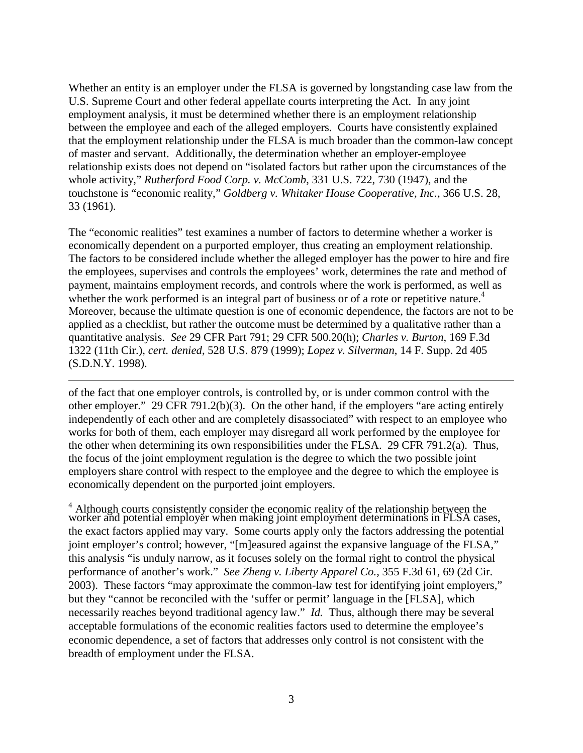Whether an entity is an employer under the FLSA is governed by longstanding case law from the U.S. Supreme Court and other federal appellate courts interpreting the Act. In any joint employment analysis, it must be determined whether there is an employment relationship between the employee and each of the alleged employers. Courts have consistently explained that the employment relationship under the FLSA is much broader than the common-law concept of master and servant. Additionally, the determination whether an employer-employee relationship exists does not depend on "isolated factors but rather upon the circumstances of the whole activity," *Rutherford Food Corp. v. McComb*, 331 U.S. 722, 730 (1947), and the touchstone is "economic reality," *Goldberg v. Whitaker House Cooperative, Inc.*, 366 U.S. 28, 33 (1961).

The "economic realities" test examines a number of factors to determine whether a worker is economically dependent on a purported employer, thus creating an employment relationship. The factors to be considered include whether the alleged employer has the power to hire and fire the employees, supervises and controls the employees' work, determines the rate and method of payment, maintains employment records, and controls where the work is performed, as well as whether the work performed is an integral part of business or of a rote or repetitive nature.[4] Moreover, because the ultimate question is one of economic dependence, the factors are not to be applied as a checklist, but rather the outcome must be determined by a qualitative rather than a quantitative analysis. *See* 29 CFR Part 791; 29 CFR 500.20(h); *Charles v. Burton*, 169 F.3d 1322 (11th Cir.), *cert. denied*, 528 U.S. 879 (1999); *Lopez v. Silverman*, 14 F. Supp. 2d 405 (S.D.N.Y. 1998).

---

of the fact that one employer controls, is controlled by, or is under common control with the other employer." 29 CFR 791.2(b)(3). On the other hand, if the employers "are acting entirely independently of each other and are completely disassociated" with respect to an employee who works for both of them, each employer may disregard all work performed by the employee for the other when determining its own responsibilities under the FLSA. 29 CFR 791.2(a). Thus, the focus of the joint employment regulation is the degree to which the two possible joint employers share control with respect to the employee and the degree to which the employee is economically dependent on the purported joint employers.

[4] Although courts consistently consider the economic reality of the relationship between the worker and potential employer when making joint employment determinations in FLSA cases, the exact factors applied may vary. Some courts apply only the factors addressing the potential joint employer's control; however, "[m]easured against the expansive language of the FLSA," this analysis "is unduly narrow, as it focuses solely on the formal right to control the physical performance of another's work." *See Zheng v. Liberty Apparel Co.*, 355 F.3d 61, 69 (2d Cir. 2003). These factors "may approximate the common-law test for identifying joint employers," but they "cannot be reconciled with the 'suffer or permit' language in the [FLSA], which necessarily reaches beyond traditional agency law." *Id.* Thus, although there may be several acceptable formulations of the economic realities factors used to determine the employee's economic dependence, a set of factors that addresses only control is not consistent with the breadth of employment under the FLSA.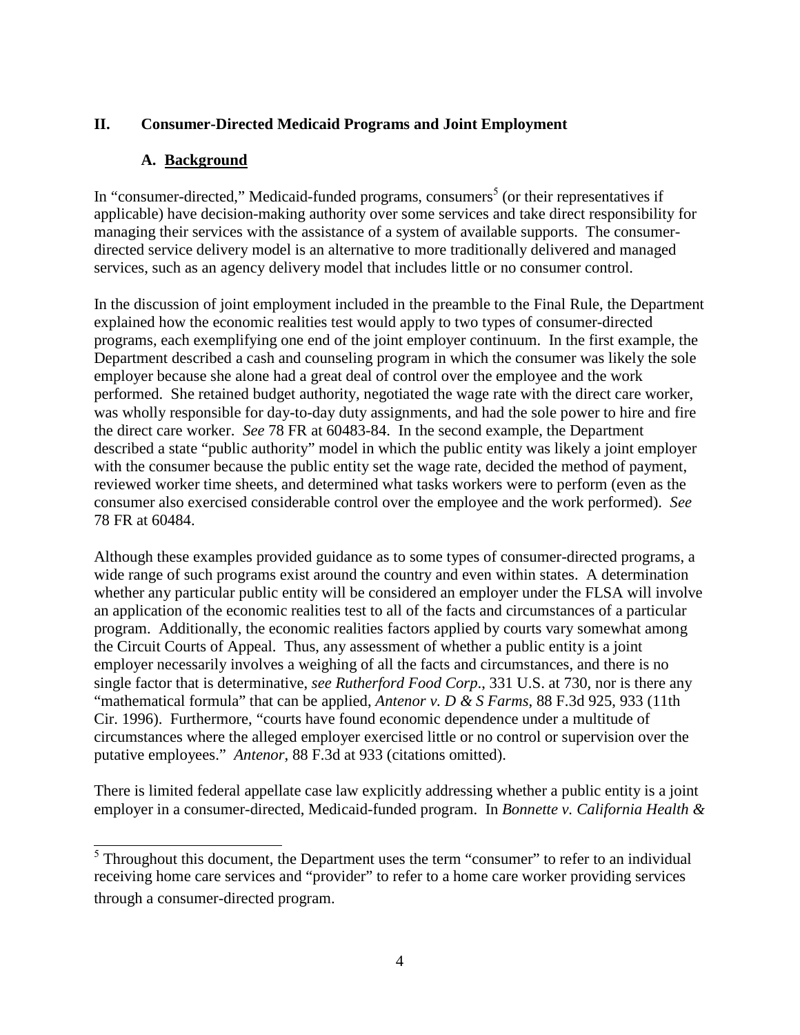## II. Consumer-Directed Medicaid Programs and Joint Employment

### A. Background

In "consumer-directed," Medicaid-funded programs, consumers[5] (or their representatives if applicable) have decision-making authority over some services and take direct responsibility for managing their services with the assistance of a system of available supports. The consumer-directed service delivery model is an alternative to more traditionally delivered and managed services, such as an agency delivery model that includes little or no consumer control.

In the discussion of joint employment included in the preamble to the Final Rule, the Department explained how the economic realities test would apply to two types of consumer-directed programs, each exemplifying one end of the joint employer continuum. In the first example, the Department described a cash and counseling program in which the consumer was likely the sole employer because she alone had a great deal of control over the employee and the work performed. She retained budget authority, negotiated the wage rate with the direct care worker, was wholly responsible for day-to-day duty assignments, and had the sole power to hire and fire the direct care worker. *See* 78 FR at 60483-84. In the second example, the Department described a state "public authority" model in which the public entity was likely a joint employer with the consumer because the public entity set the wage rate, decided the method of payment, reviewed worker time sheets, and determined what tasks workers were to perform (even as the consumer also exercised considerable control over the employee and the work performed). *See* 78 FR at 60484.

Although these examples provided guidance as to some types of consumer-directed programs, a wide range of such programs exist around the country and even within states. A determination whether any particular public entity will be considered an employer under the FLSA will involve an application of the economic realities test to all of the facts and circumstances of a particular program. Additionally, the economic realities factors applied by courts vary somewhat among the Circuit Courts of Appeal. Thus, any assessment of whether a public entity is a joint employer necessarily involves a weighing of all the facts and circumstances, and there is no single factor that is determinative, *see Rutherford Food Corp*., 331 U.S. at 730, nor is there any "mathematical formula" that can be applied, *Antenor v. D & S Farms*, 88 F.3d 925, 933 (11th Cir. 1996). Furthermore, "courts have found economic dependence under a multitude of circumstances where the alleged employer exercised little or no control or supervision over the putative employees." *Antenor*, 88 F.3d at 933 (citations omitted).

There is limited federal appellate case law explicitly addressing whether a public entity is a joint employer in a consumer-directed, Medicaid-funded program. In *Bonnette v. California Health &*

[5] Throughout this document, the Department uses the term "consumer" to refer to an individual receiving home care services and "provider" to refer to a home care worker providing services through a consumer-directed program.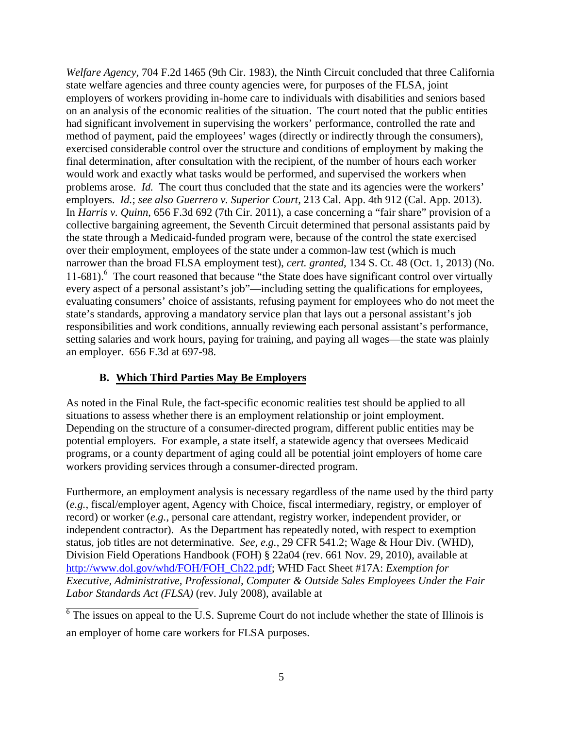*Welfare Agency*, 704 F.2d 1465 (9th Cir. 1983), the Ninth Circuit concluded that three California state welfare agencies and three county agencies were, for purposes of the FLSA, joint employers of workers providing in-home care to individuals with disabilities and seniors based on an analysis of the economic realities of the situation. The court noted that the public entities had significant involvement in supervising the workers' performance, controlled the rate and method of payment, paid the employees' wages (directly or indirectly through the consumers), exercised considerable control over the structure and conditions of employment by making the final determination, after consultation with the recipient, of the number of hours each worker would work and exactly what tasks would be performed, and supervised the workers when problems arose. *Id.* The court thus concluded that the state and its agencies were the workers' employers. *Id.*; *see also Guerrero v. Superior Court*, 213 Cal. App. 4th 912 (Cal. App. 2013). In *Harris v. Quinn*, 656 F.3d 692 (7th Cir. 2011), a case concerning a "fair share" provision of a collective bargaining agreement, the Seventh Circuit determined that personal assistants paid by the state through a Medicaid-funded program were, because of the control the state exercised over their employment, employees of the state under a common-law test (which is much narrower than the broad FLSA employment test), *cert. granted*, 134 S. Ct. 48 (Oct. 1, 2013) (No. 11-681).[6] The court reasoned that because "the State does have significant control over virtually every aspect of a personal assistant's job"—including setting the qualifications for employees, evaluating consumers' choice of assistants, refusing payment for employees who do not meet the state's standards, approving a mandatory service plan that lays out a personal assistant's job responsibilities and work conditions, annually reviewing each personal assistant's performance, setting salaries and work hours, paying for training, and paying all wages—the state was plainly an employer. 656 F.3d at 697-98.

### B. Which Third Parties May Be Employers

As noted in the Final Rule, the fact-specific economic realities test should be applied to all situations to assess whether there is an employment relationship or joint employment. Depending on the structure of a consumer-directed program, different public entities may be potential employers. For example, a state itself, a statewide agency that oversees Medicaid programs, or a county department of aging could all be potential joint employers of home care workers providing services through a consumer-directed program.

Furthermore, an employment analysis is necessary regardless of the name used by the third party (*e.g.*, fiscal/employer agent, Agency with Choice, fiscal intermediary, registry, or employer of record) or worker (*e.g.*, personal care attendant, registry worker, independent provider, or independent contractor). As the Department has repeatedly noted, with respect to exemption status, job titles are not determinative. *See, e.g.*, 29 CFR 541.2; Wage & Hour Div. (WHD), Division Field Operations Handbook (FOH) § 22a04 (rev. 661 Nov. 29, 2010), available at http://www.dol.gov/whd/FOH/FOH_Ch22.pdf; WHD Fact Sheet #17A: *Exemption for Executive, Administrative, Professional, Computer & Outside Sales Employees Under the Fair Labor Standards Act (FLSA)* (rev. July 2008), available at

[6] The issues on appeal to the U.S. Supreme Court do not include whether the state of Illinois is an employer of home care workers for FLSA purposes.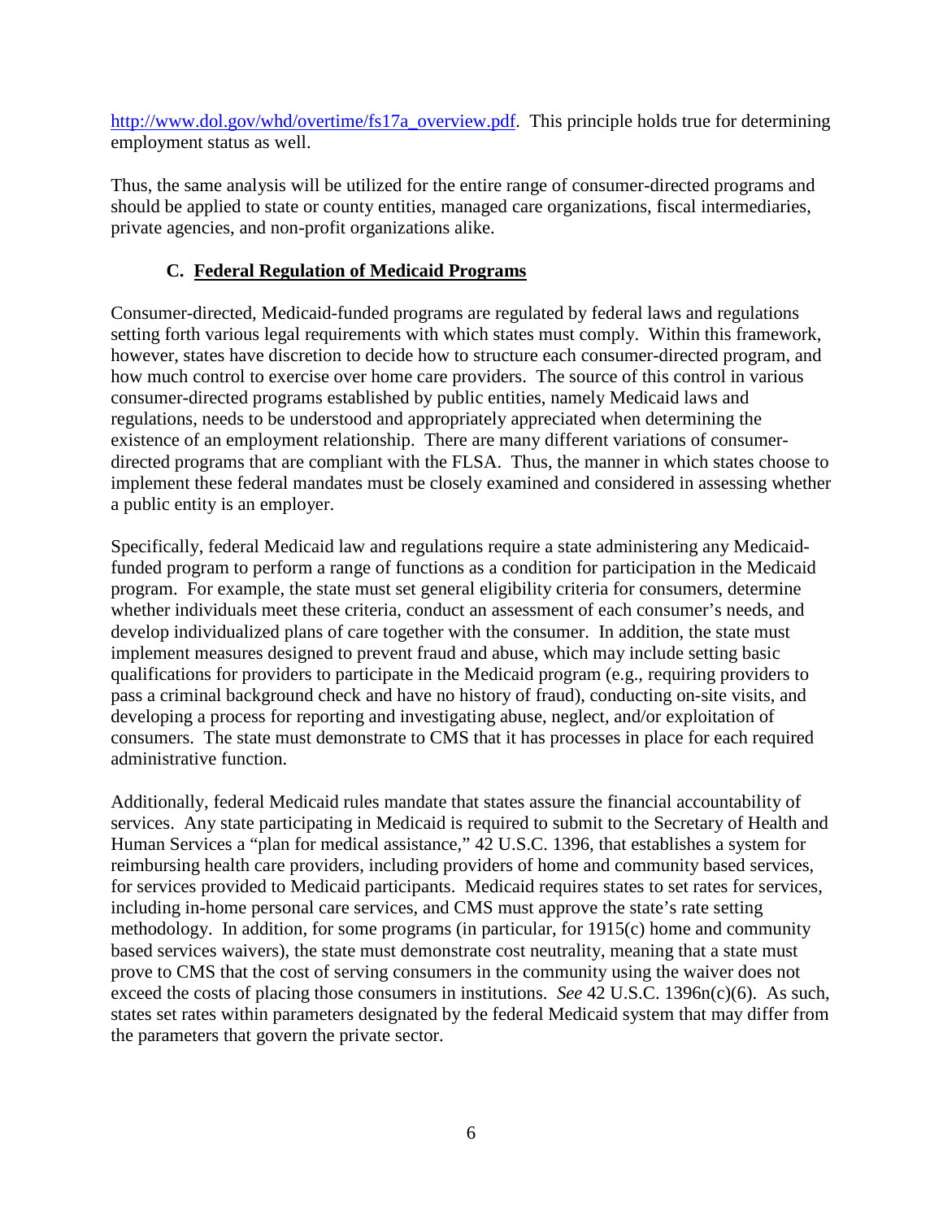http://www.dol.gov/whd/overtime/fs17a_overview.pdf. This principle holds true for determining employment status as well.

Thus, the same analysis will be utilized for the entire range of consumer-directed programs and should be applied to state or county entities, managed care organizations, fiscal intermediaries, private agencies, and non-profit organizations alike.

### C. Federal Regulation of Medicaid Programs

Consumer-directed, Medicaid-funded programs are regulated by federal laws and regulations setting forth various legal requirements with which states must comply. Within this framework, however, states have discretion to decide how to structure each consumer-directed program, and how much control to exercise over home care providers. The source of this control in various consumer-directed programs established by public entities, namely Medicaid laws and regulations, needs to be understood and appropriately appreciated when determining the existence of an employment relationship. There are many different variations of consumer-directed programs that are compliant with the FLSA. Thus, the manner in which states choose to implement these federal mandates must be closely examined and considered in assessing whether a public entity is an employer.

Specifically, federal Medicaid law and regulations require a state administering any Medicaid-funded program to perform a range of functions as a condition for participation in the Medicaid program. For example, the state must set general eligibility criteria for consumers, determine whether individuals meet these criteria, conduct an assessment of each consumer's needs, and develop individualized plans of care together with the consumer. In addition, the state must implement measures designed to prevent fraud and abuse, which may include setting basic qualifications for providers to participate in the Medicaid program (e.g., requiring providers to pass a criminal background check and have no history of fraud), conducting on-site visits, and developing a process for reporting and investigating abuse, neglect, and/or exploitation of consumers. The state must demonstrate to CMS that it has processes in place for each required administrative function.

Additionally, federal Medicaid rules mandate that states assure the financial accountability of services. Any state participating in Medicaid is required to submit to the Secretary of Health and Human Services a "plan for medical assistance," 42 U.S.C. 1396, that establishes a system for reimbursing health care providers, including providers of home and community based services, for services provided to Medicaid participants. Medicaid requires states to set rates for services, including in-home personal care services, and CMS must approve the state's rate setting methodology. In addition, for some programs (in particular, for 1915(c) home and community based services waivers), the state must demonstrate cost neutrality, meaning that a state must prove to CMS that the cost of serving consumers in the community using the waiver does not exceed the costs of placing those consumers in institutions. *See* 42 U.S.C. 1396n(c)(6). As such, states set rates within parameters designated by the federal Medicaid system that may differ from the parameters that govern the private sector.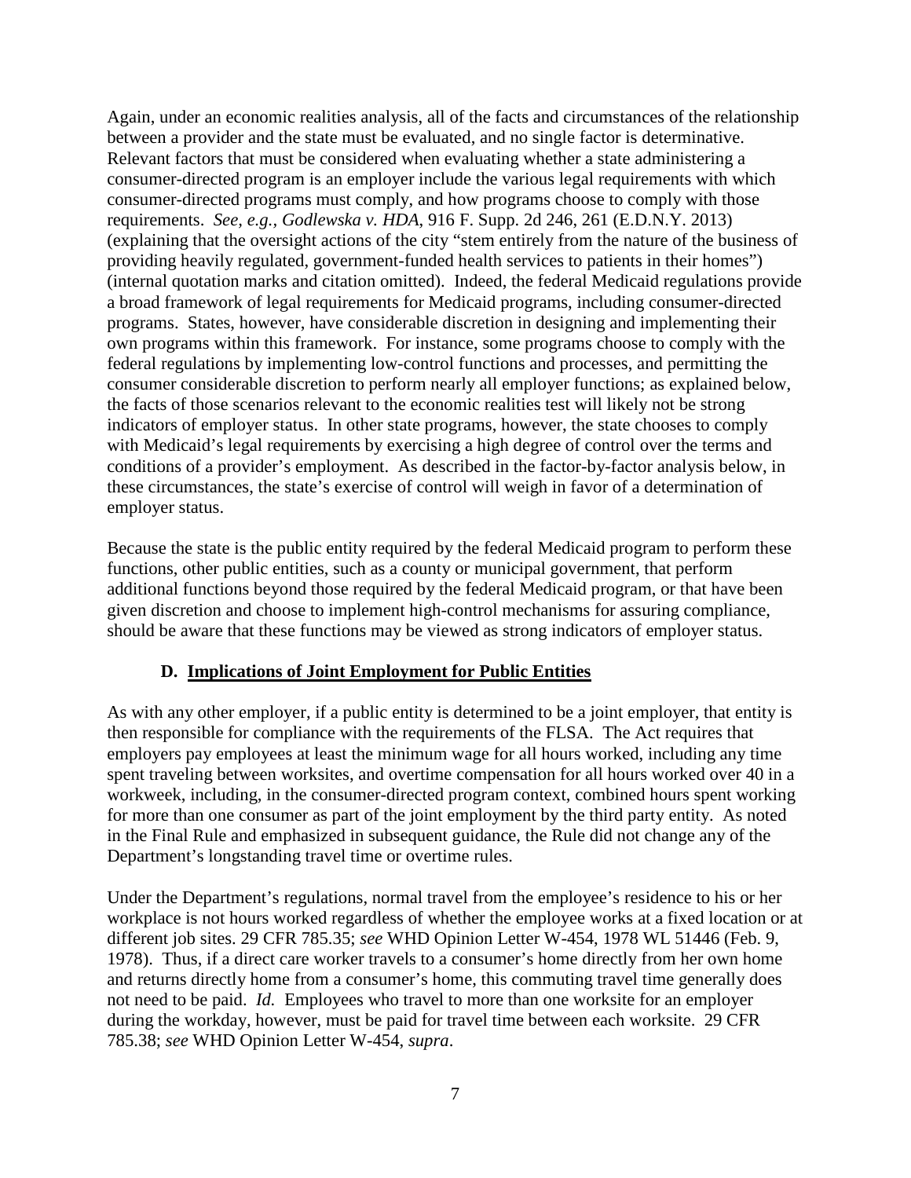Again, under an economic realities analysis, all of the facts and circumstances of the relationship between a provider and the state must be evaluated, and no single factor is determinative. Relevant factors that must be considered when evaluating whether a state administering a consumer-directed program is an employer include the various legal requirements with which consumer-directed programs must comply, and how programs choose to comply with those requirements. *See, e.g.*, *Godlewska v. HDA*, 916 F. Supp. 2d 246, 261 (E.D.N.Y. 2013) (explaining that the oversight actions of the city "stem entirely from the nature of the business of providing heavily regulated, government-funded health services to patients in their homes") (internal quotation marks and citation omitted). Indeed, the federal Medicaid regulations provide a broad framework of legal requirements for Medicaid programs, including consumer-directed programs. States, however, have considerable discretion in designing and implementing their own programs within this framework. For instance, some programs choose to comply with the federal regulations by implementing low-control functions and processes, and permitting the consumer considerable discretion to perform nearly all employer functions; as explained below, the facts of those scenarios relevant to the economic realities test will likely not be strong indicators of employer status. In other state programs, however, the state chooses to comply with Medicaid's legal requirements by exercising a high degree of control over the terms and conditions of a provider's employment. As described in the factor-by-factor analysis below, in these circumstances, the state's exercise of control will weigh in favor of a determination of employer status.

Because the state is the public entity required by the federal Medicaid program to perform these functions, other public entities, such as a county or municipal government, that perform additional functions beyond those required by the federal Medicaid program, or that have been given discretion and choose to implement high-control mechanisms for assuring compliance, should be aware that these functions may be viewed as strong indicators of employer status.

### D. Implications of Joint Employment for Public Entities

As with any other employer, if a public entity is determined to be a joint employer, that entity is then responsible for compliance with the requirements of the FLSA. The Act requires that employers pay employees at least the minimum wage for all hours worked, including any time spent traveling between worksites, and overtime compensation for all hours worked over 40 in a workweek, including, in the consumer-directed program context, combined hours spent working for more than one consumer as part of the joint employment by the third party entity. As noted in the Final Rule and emphasized in subsequent guidance, the Rule did not change any of the Department's longstanding travel time or overtime rules.

Under the Department's regulations, normal travel from the employee's residence to his or her workplace is not hours worked regardless of whether the employee works at a fixed location or at different job sites. 29 CFR 785.35; *see* WHD Opinion Letter W-454, 1978 WL 51446 (Feb. 9, 1978). Thus, if a direct care worker travels to a consumer's home directly from her own home and returns directly home from a consumer's home, this commuting travel time generally does not need to be paid. *Id.* Employees who travel to more than one worksite for an employer during the workday, however, must be paid for travel time between each worksite. 29 CFR 785.38; *see* WHD Opinion Letter W-454, *supra*.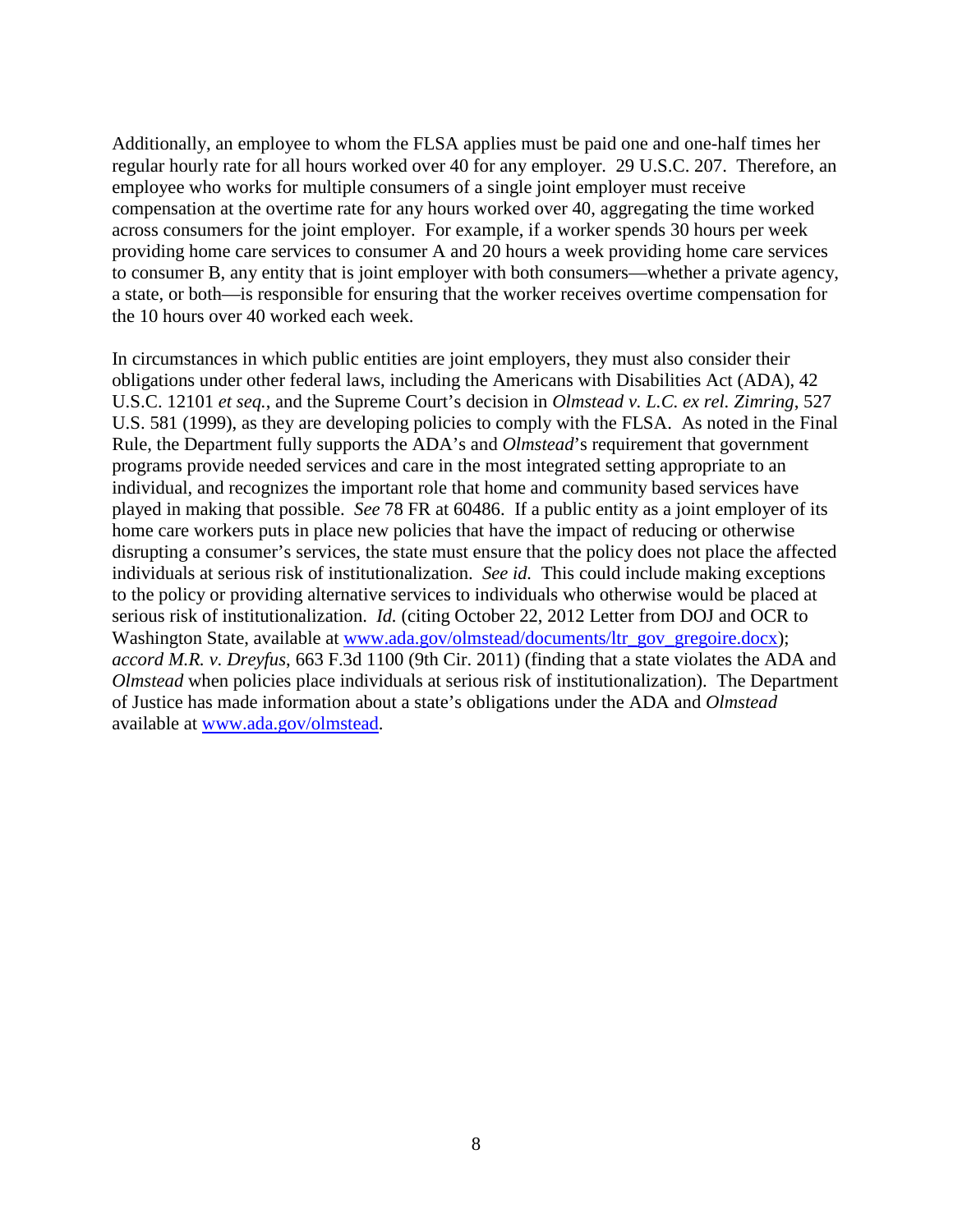Additionally, an employee to whom the FLSA applies must be paid one and one-half times her regular hourly rate for all hours worked over 40 for any employer. 29 U.S.C. 207. Therefore, an employee who works for multiple consumers of a single joint employer must receive compensation at the overtime rate for any hours worked over 40, aggregating the time worked across consumers for the joint employer. For example, if a worker spends 30 hours per week providing home care services to consumer A and 20 hours a week providing home care services to consumer B, any entity that is joint employer with both consumers—whether a private agency, a state, or both—is responsible for ensuring that the worker receives overtime compensation for the 10 hours over 40 worked each week.

In circumstances in which public entities are joint employers, they must also consider their obligations under other federal laws, including the Americans with Disabilities Act (ADA), 42 U.S.C. 12101 *et seq.*, and the Supreme Court's decision in *Olmstead v. L.C. ex rel. Zimring*, 527 U.S. 581 (1999), as they are developing policies to comply with the FLSA. As noted in the Final Rule, the Department fully supports the ADA's and *Olmstead*'s requirement that government programs provide needed services and care in the most integrated setting appropriate to an individual, and recognizes the important role that home and community based services have played in making that possible. *See* 78 FR at 60486. If a public entity as a joint employer of its home care workers puts in place new policies that have the impact of reducing or otherwise disrupting a consumer's services, the state must ensure that the policy does not place the affected individuals at serious risk of institutionalization. *See id.* This could include making exceptions to the policy or providing alternative services to individuals who otherwise would be placed at serious risk of institutionalization. *Id.* (citing October 22, 2012 Letter from DOJ and OCR to Washington State, available at [www.ada.gov/olmstead/documents/ltr_gov_gregoire.docx](www.ada.gov/olmstead/documents/ltr_gov_gregoire.docx)); *accord M.R. v. Dreyfus*, 663 F.3d 1100 (9th Cir. 2011) (finding that a state violates the ADA and *Olmstead* when policies place individuals at serious risk of institutionalization). The Department of Justice has made information about a state's obligations under the ADA and *Olmstead* available at [www.ada.gov/olmstead](www.ada.gov/olmstead).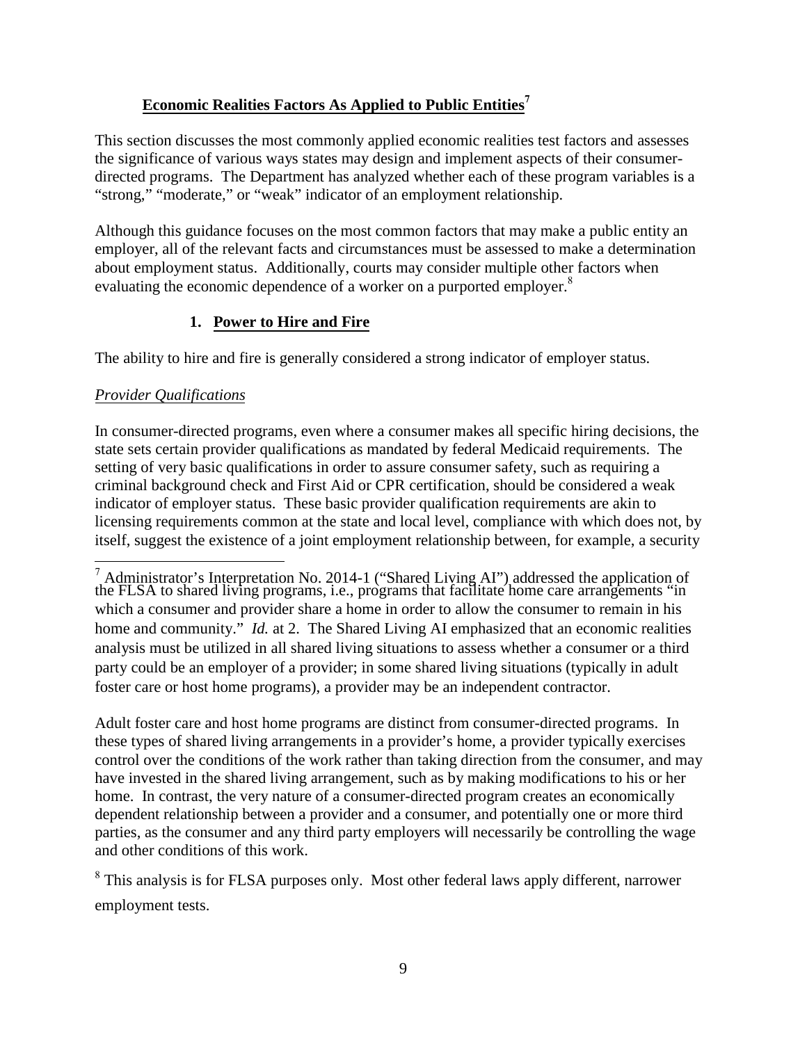## Economic Realities Factors As Applied to Public Entities[7]

This section discusses the most commonly applied economic realities test factors and assesses the significance of various ways states may design and implement aspects of their consumer-directed programs. The Department has analyzed whether each of these program variables is a "strong," "moderate," or "weak" indicator of an employment relationship.

Although this guidance focuses on the most common factors that may make a public entity an employer, all of the relevant facts and circumstances must be assessed to make a determination about employment status. Additionally, courts may consider multiple other factors when evaluating the economic dependence of a worker on a purported employer.[8]

### 1. Power to Hire and Fire

The ability to hire and fire is generally considered a strong indicator of employer status.

*Provider Qualifications*

In consumer-directed programs, even where a consumer makes all specific hiring decisions, the state sets certain provider qualifications as mandated by federal Medicaid requirements. The setting of very basic qualifications in order to assure consumer safety, such as requiring a criminal background check and First Aid or CPR certification, should be considered a weak indicator of employer status. These basic provider qualification requirements are akin to licensing requirements common at the state and local level, compliance with which does not, by itself, suggest the existence of a joint employment relationship between, for example, a security

---

[7] Administrator's Interpretation No. 2014-1 ("Shared Living AI") addressed the application of the FLSA to shared living programs, i.e., programs that facilitate home care arrangements "in which a consumer and provider share a home in order to allow the consumer to remain in his home and community." *Id.* at 2. The Shared Living AI emphasized that an economic realities analysis must be utilized in all shared living situations to assess whether a consumer or a third party could be an employer of a provider; in some shared living situations (typically in adult foster care or host home programs), a provider may be an independent contractor.

Adult foster care and host home programs are distinct from consumer-directed programs. In these types of shared living arrangements in a provider's home, a provider typically exercises control over the conditions of the work rather than taking direction from the consumer, and may have invested in the shared living arrangement, such as by making modifications to his or her home. In contrast, the very nature of a consumer-directed program creates an economically dependent relationship between a provider and a consumer, and potentially one or more third parties, as the consumer and any third party employers will necessarily be controlling the wage and other conditions of this work.

[8] This analysis is for FLSA purposes only. Most other federal laws apply different, narrower employment tests.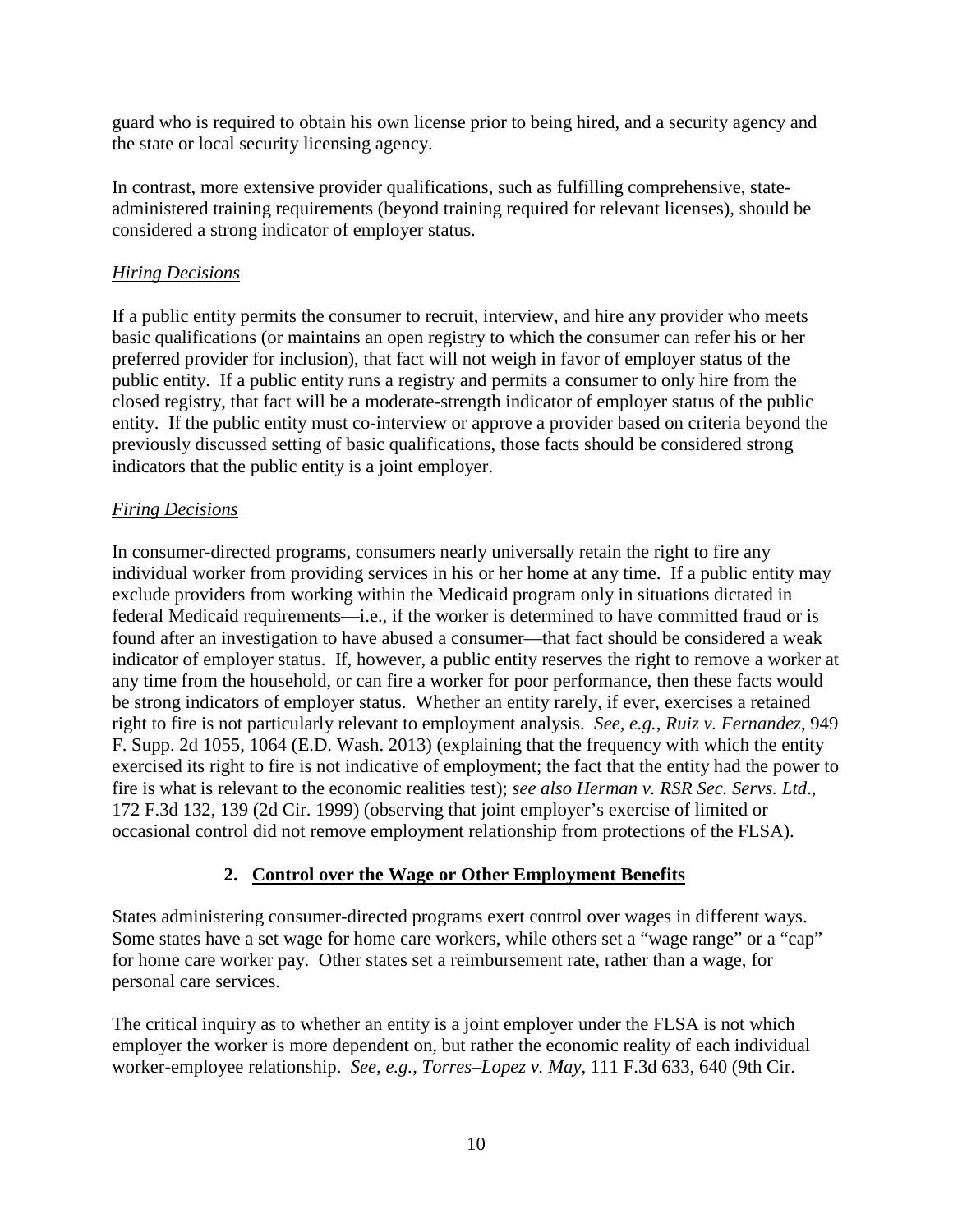guard who is required to obtain his own license prior to being hired, and a security agency and the state or local security licensing agency.

In contrast, more extensive provider qualifications, such as fulfilling comprehensive, state-administered training requirements (beyond training required for relevant licenses), should be considered a strong indicator of employer status.

*Hiring Decisions*

If a public entity permits the consumer to recruit, interview, and hire any provider who meets basic qualifications (or maintains an open registry to which the consumer can refer his or her preferred provider for inclusion), that fact will not weigh in favor of employer status of the public entity. If a public entity runs a registry and permits a consumer to only hire from the closed registry, that fact will be a moderate-strength indicator of employer status of the public entity. If the public entity must co-interview or approve a provider based on criteria beyond the previously discussed setting of basic qualifications, those facts should be considered strong indicators that the public entity is a joint employer.

*Firing Decisions*

In consumer-directed programs, consumers nearly universally retain the right to fire any individual worker from providing services in his or her home at any time. If a public entity may exclude providers from working within the Medicaid program only in situations dictated in federal Medicaid requirements—i.e., if the worker is determined to have committed fraud or is found after an investigation to have abused a consumer—that fact should be considered a weak indicator of employer status. If, however, a public entity reserves the right to remove a worker at any time from the household, or can fire a worker for poor performance, then these facts would be strong indicators of employer status. Whether an entity rarely, if ever, exercises a retained right to fire is not particularly relevant to employment analysis. *See, e.g.*, *Ruiz v. Fernandez*, 949 F. Supp. 2d 1055, 1064 (E.D. Wash. 2013) (explaining that the frequency with which the entity exercised its right to fire is not indicative of employment; the fact that the entity had the power to fire is what is relevant to the economic realities test); *see also Herman v. RSR Sec. Servs. Ltd*., 172 F.3d 132, 139 (2d Cir. 1999) (observing that joint employer's exercise of limited or occasional control did not remove employment relationship from protections of the FLSA).

### 2. Control over the Wage or Other Employment Benefits

States administering consumer-directed programs exert control over wages in different ways. Some states have a set wage for home care workers, while others set a "wage range" or a "cap" for home care worker pay. Other states set a reimbursement rate, rather than a wage, for personal care services.

The critical inquiry as to whether an entity is a joint employer under the FLSA is not which employer the worker is more dependent on, but rather the economic reality of each individual worker-employee relationship. *See, e.g.*, *Torres–Lopez v. May*, 111 F.3d 633, 640 (9th Cir.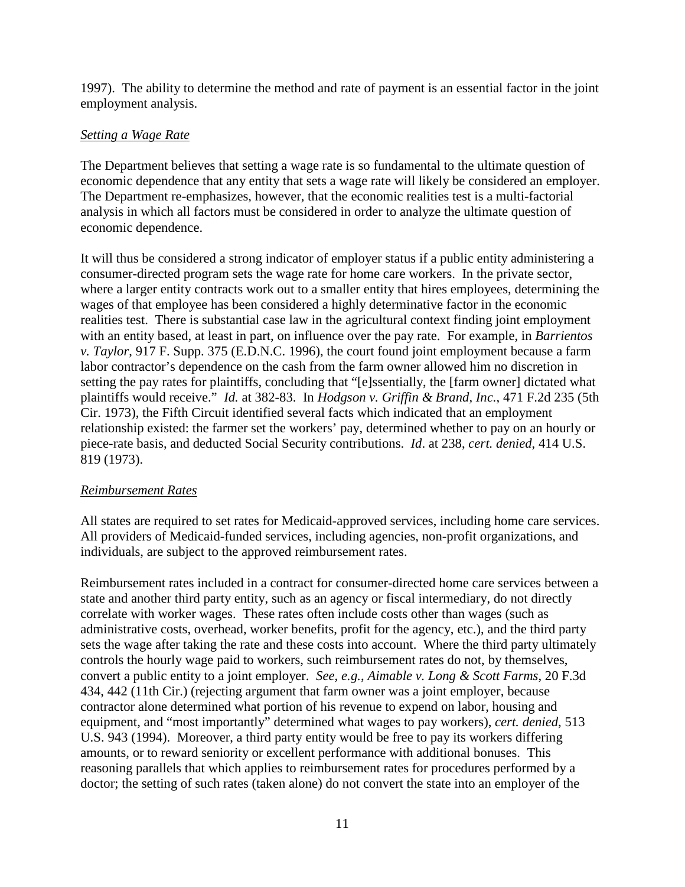1997). The ability to determine the method and rate of payment is an essential factor in the joint employment analysis.

*Setting a Wage Rate*

The Department believes that setting a wage rate is so fundamental to the ultimate question of economic dependence that any entity that sets a wage rate will likely be considered an employer. The Department re-emphasizes, however, that the economic realities test is a multi-factorial analysis in which all factors must be considered in order to analyze the ultimate question of economic dependence.

It will thus be considered a strong indicator of employer status if a public entity administering a consumer-directed program sets the wage rate for home care workers. In the private sector, where a larger entity contracts work out to a smaller entity that hires employees, determining the wages of that employee has been considered a highly determinative factor in the economic realities test. There is substantial case law in the agricultural context finding joint employment with an entity based, at least in part, on influence over the pay rate. For example, in *Barrientos v. Taylor*, 917 F. Supp. 375 (E.D.N.C. 1996), the court found joint employment because a farm labor contractor's dependence on the cash from the farm owner allowed him no discretion in setting the pay rates for plaintiffs, concluding that "[e]ssentially, the [farm owner] dictated what plaintiffs would receive." *Id.* at 382-83. In *Hodgson v. Griffin & Brand, Inc.*, 471 F.2d 235 (5th Cir. 1973), the Fifth Circuit identified several facts which indicated that an employment relationship existed: the farmer set the workers' pay, determined whether to pay on an hourly or piece-rate basis, and deducted Social Security contributions. *Id*. at 238, *cert. denied*, 414 U.S. 819 (1973).

*Reimbursement Rates*

All states are required to set rates for Medicaid-approved services, including home care services. All providers of Medicaid-funded services, including agencies, non-profit organizations, and individuals, are subject to the approved reimbursement rates.

Reimbursement rates included in a contract for consumer-directed home care services between a state and another third party entity, such as an agency or fiscal intermediary, do not directly correlate with worker wages. These rates often include costs other than wages (such as administrative costs, overhead, worker benefits, profit for the agency, etc.), and the third party sets the wage after taking the rate and these costs into account. Where the third party ultimately controls the hourly wage paid to workers, such reimbursement rates do not, by themselves, convert a public entity to a joint employer. *See, e.g.*, *Aimable v. Long & Scott Farms*, 20 F.3d 434, 442 (11th Cir.) (rejecting argument that farm owner was a joint employer, because contractor alone determined what portion of his revenue to expend on labor, housing and equipment, and "most importantly" determined what wages to pay workers), *cert. denied*, 513 U.S. 943 (1994). Moreover, a third party entity would be free to pay its workers differing amounts, or to reward seniority or excellent performance with additional bonuses. This reasoning parallels that which applies to reimbursement rates for procedures performed by a doctor; the setting of such rates (taken alone) do not convert the state into an employer of the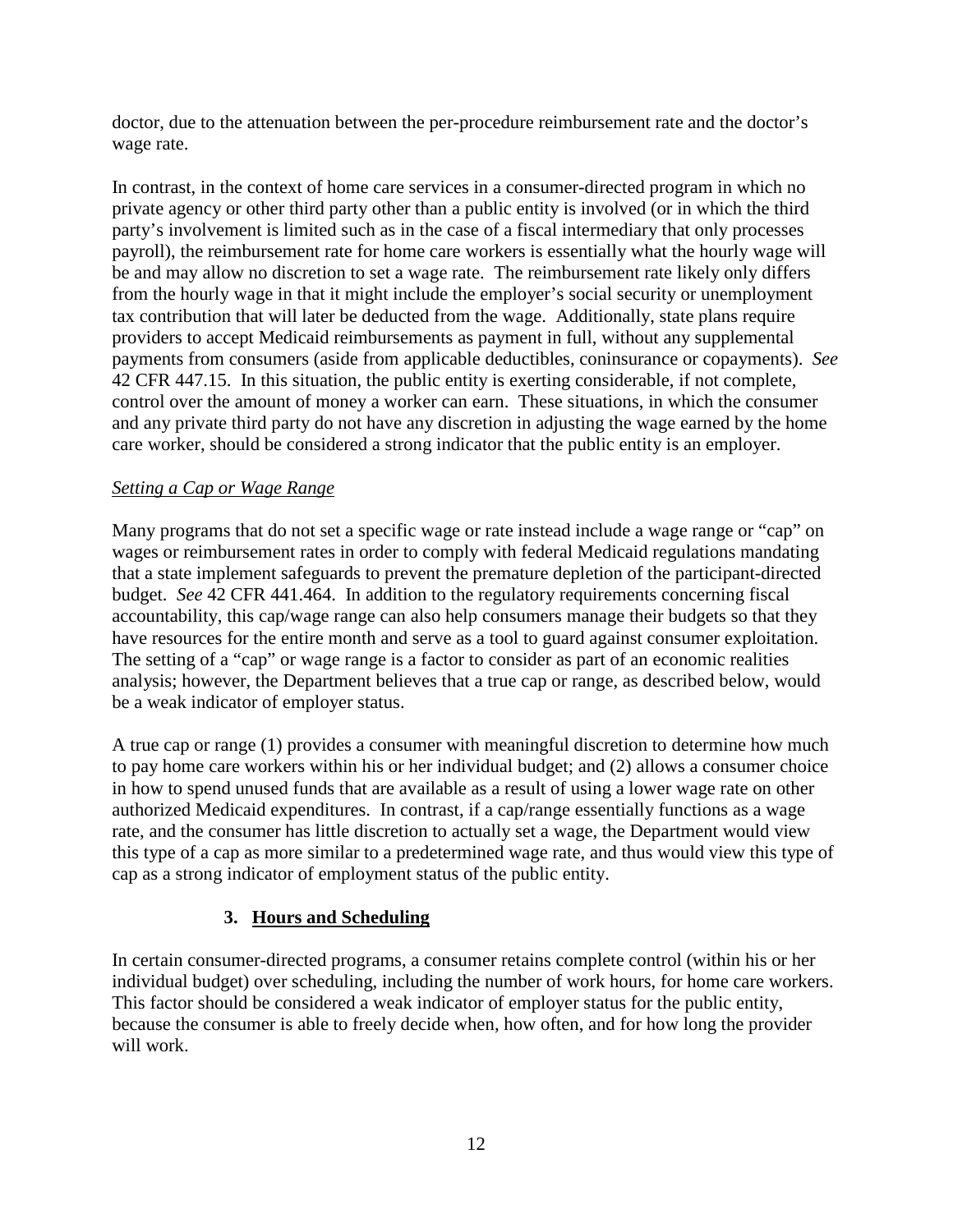doctor, due to the attenuation between the per-procedure reimbursement rate and the doctor's wage rate.

In contrast, in the context of home care services in a consumer-directed program in which no private agency or other third party other than a public entity is involved (or in which the third party's involvement is limited such as in the case of a fiscal intermediary that only processes payroll), the reimbursement rate for home care workers is essentially what the hourly wage will be and may allow no discretion to set a wage rate. The reimbursement rate likely only differs from the hourly wage in that it might include the employer's social security or unemployment tax contribution that will later be deducted from the wage. Additionally, state plans require providers to accept Medicaid reimbursements as payment in full, without any supplemental payments from consumers (aside from applicable deductibles, coinsurance or copayments). *See* 42 CFR 447.15. In this situation, the public entity is exerting considerable, if not complete, control over the amount of money a worker can earn. These situations, in which the consumer and any private third party do not have any discretion in adjusting the wage earned by the home care worker, should be considered a strong indicator that the public entity is an employer.

*Setting a Cap or Wage Range*

Many programs that do not set a specific wage or rate instead include a wage range or "cap" on wages or reimbursement rates in order to comply with federal Medicaid regulations mandating that a state implement safeguards to prevent the premature depletion of the participant-directed budget. *See* 42 CFR 441.464. In addition to the regulatory requirements concerning fiscal accountability, this cap/wage range can also help consumers manage their budgets so that they have resources for the entire month and serve as a tool to guard against consumer exploitation. The setting of a "cap" or wage range is a factor to consider as part of an economic realities analysis; however, the Department believes that a true cap or range, as described below, would be a weak indicator of employer status.

A true cap or range (1) provides a consumer with meaningful discretion to determine how much to pay home care workers within his or her individual budget; and (2) allows a consumer choice in how to spend unused funds that are available as a result of using a lower wage rate on other authorized Medicaid expenditures. In contrast, if a cap/range essentially functions as a wage rate, and the consumer has little discretion to actually set a wage, the Department would view this type of a cap as more similar to a predetermined wage rate, and thus would view this type of cap as a strong indicator of employment status of the public entity.

### 3. Hours and Scheduling

In certain consumer-directed programs, a consumer retains complete control (within his or her individual budget) over scheduling, including the number of work hours, for home care workers. This factor should be considered a weak indicator of employer status for the public entity, because the consumer is able to freely decide when, how often, and for how long the provider will work.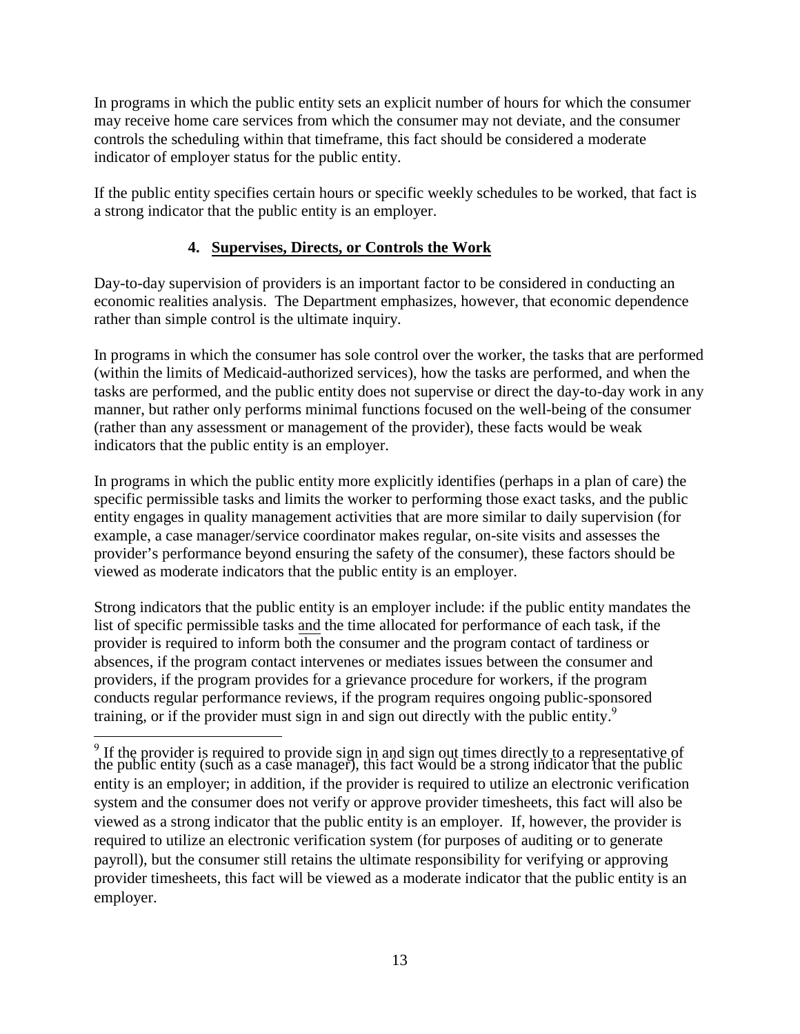In programs in which the public entity sets an explicit number of hours for which the consumer may receive home care services from which the consumer may not deviate, and the consumer controls the scheduling within that timeframe, this fact should be considered a moderate indicator of employer status for the public entity.

If the public entity specifies certain hours or specific weekly schedules to be worked, that fact is a strong indicator that the public entity is an employer.

### 4. Supervises, Directs, or Controls the Work

Day-to-day supervision of providers is an important factor to be considered in conducting an economic realities analysis. The Department emphasizes, however, that economic dependence rather than simple control is the ultimate inquiry.

In programs in which the consumer has sole control over the worker, the tasks that are performed (within the limits of Medicaid-authorized services), how the tasks are performed, and when the tasks are performed, and the public entity does not supervise or direct the day-to-day work in any manner, but rather only performs minimal functions focused on the well-being of the consumer (rather than any assessment or management of the provider), these facts would be weak indicators that the public entity is an employer.

In programs in which the public entity more explicitly identifies (perhaps in a plan of care) the specific permissible tasks and limits the worker to performing those exact tasks, and the public entity engages in quality management activities that are more similar to daily supervision (for example, a case manager/service coordinator makes regular, on-site visits and assesses the provider's performance beyond ensuring the safety of the consumer), these factors should be viewed as moderate indicators that the public entity is an employer.

Strong indicators that the public entity is an employer include: if the public entity mandates the list of specific permissible tasks and the time allocated for performance of each task, if the provider is required to inform both the consumer and the program contact of tardiness or absences, if the program contact intervenes or mediates issues between the consumer and providers, if the program provides for a grievance procedure for workers, if the program conducts regular performance reviews, if the program requires ongoing public-sponsored training, or if the provider must sign in and sign out directly with the public entity.[9]

[9] If the provider is required to provide sign in and sign out times directly to a representative of the public entity (such as a case manager), this fact would be a strong indicator that the public entity is an employer; in addition, if the provider is required to utilize an electronic verification system and the consumer does not verify or approve provider timesheets, this fact will also be viewed as a strong indicator that the public entity is an employer. If, however, the provider is required to utilize an electronic verification system (for purposes of auditing or to generate payroll), but the consumer still retains the ultimate responsibility for verifying or approving provider timesheets, this fact will be viewed as a moderate indicator that the public entity is an employer.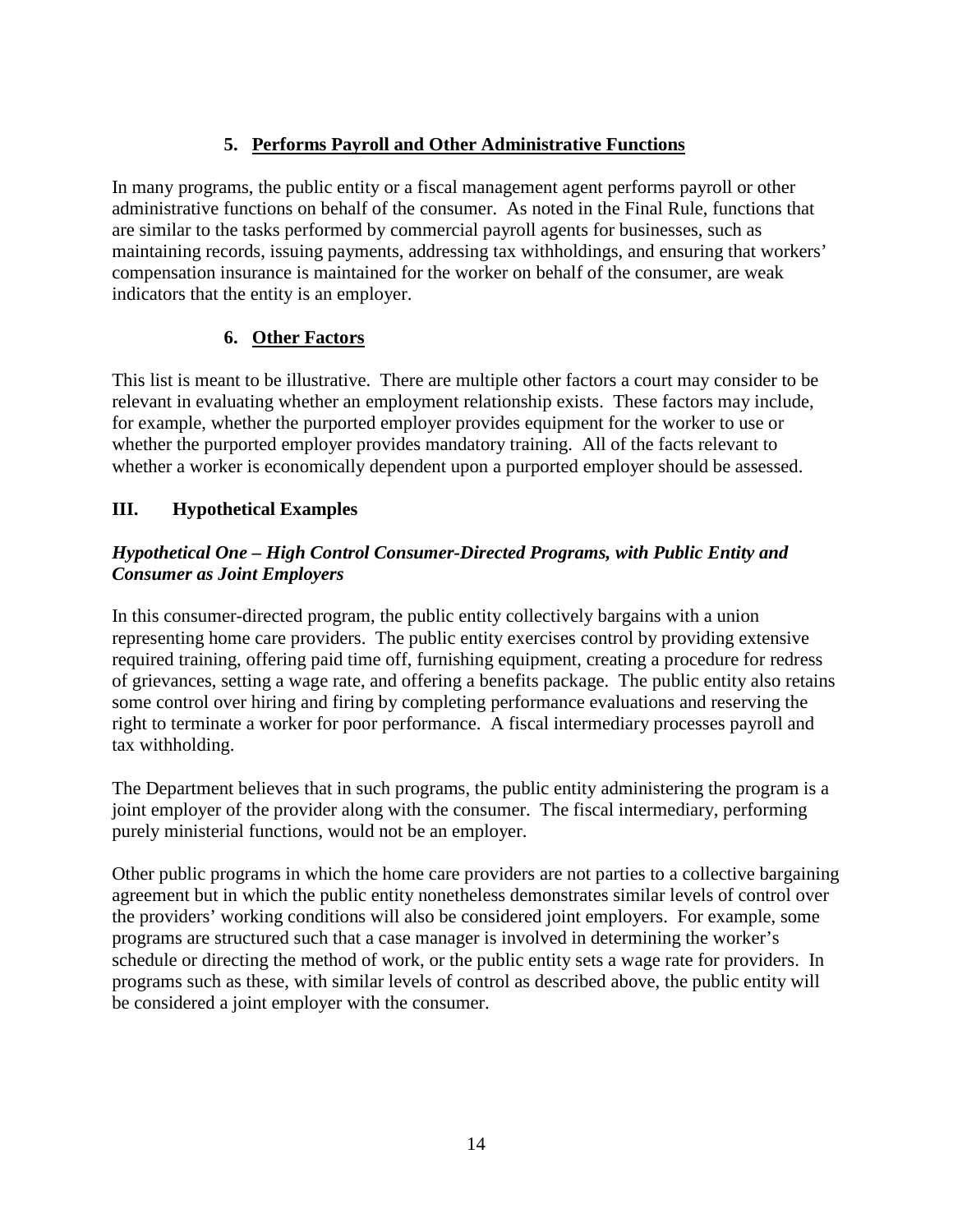### 5. Performs Payroll and Other Administrative Functions

In many programs, the public entity or a fiscal management agent performs payroll or other administrative functions on behalf of the consumer. As noted in the Final Rule, functions that are similar to the tasks performed by commercial payroll agents for businesses, such as maintaining records, issuing payments, addressing tax withholdings, and ensuring that workers' compensation insurance is maintained for the worker on behalf of the consumer, are weak indicators that the entity is an employer.

### 6. Other Factors

This list is meant to be illustrative. There are multiple other factors a court may consider to be relevant in evaluating whether an employment relationship exists. These factors may include, for example, whether the purported employer provides equipment for the worker to use or whether the purported employer provides mandatory training. All of the facts relevant to whether a worker is economically dependent upon a purported employer should be assessed.

## III. Hypothetical Examples

***Hypothetical One – High Control Consumer-Directed Programs, with Public Entity and Consumer as Joint Employers***

In this consumer-directed program, the public entity collectively bargains with a union representing home care providers. The public entity exercises control by providing extensive required training, offering paid time off, furnishing equipment, creating a procedure for redress of grievances, setting a wage rate, and offering a benefits package. The public entity also retains some control over hiring and firing by completing performance evaluations and reserving the right to terminate a worker for poor performance. A fiscal intermediary processes payroll and tax withholding.

The Department believes that in such programs, the public entity administering the program is a joint employer of the provider along with the consumer. The fiscal intermediary, performing purely ministerial functions, would not be an employer.

Other public programs in which the home care providers are not parties to a collective bargaining agreement but in which the public entity nonetheless demonstrates similar levels of control over the providers' working conditions will also be considered joint employers. For example, some programs are structured such that a case manager is involved in determining the worker's schedule or directing the method of work, or the public entity sets a wage rate for providers. In programs such as these, with similar levels of control as described above, the public entity will be considered a joint employer with the consumer.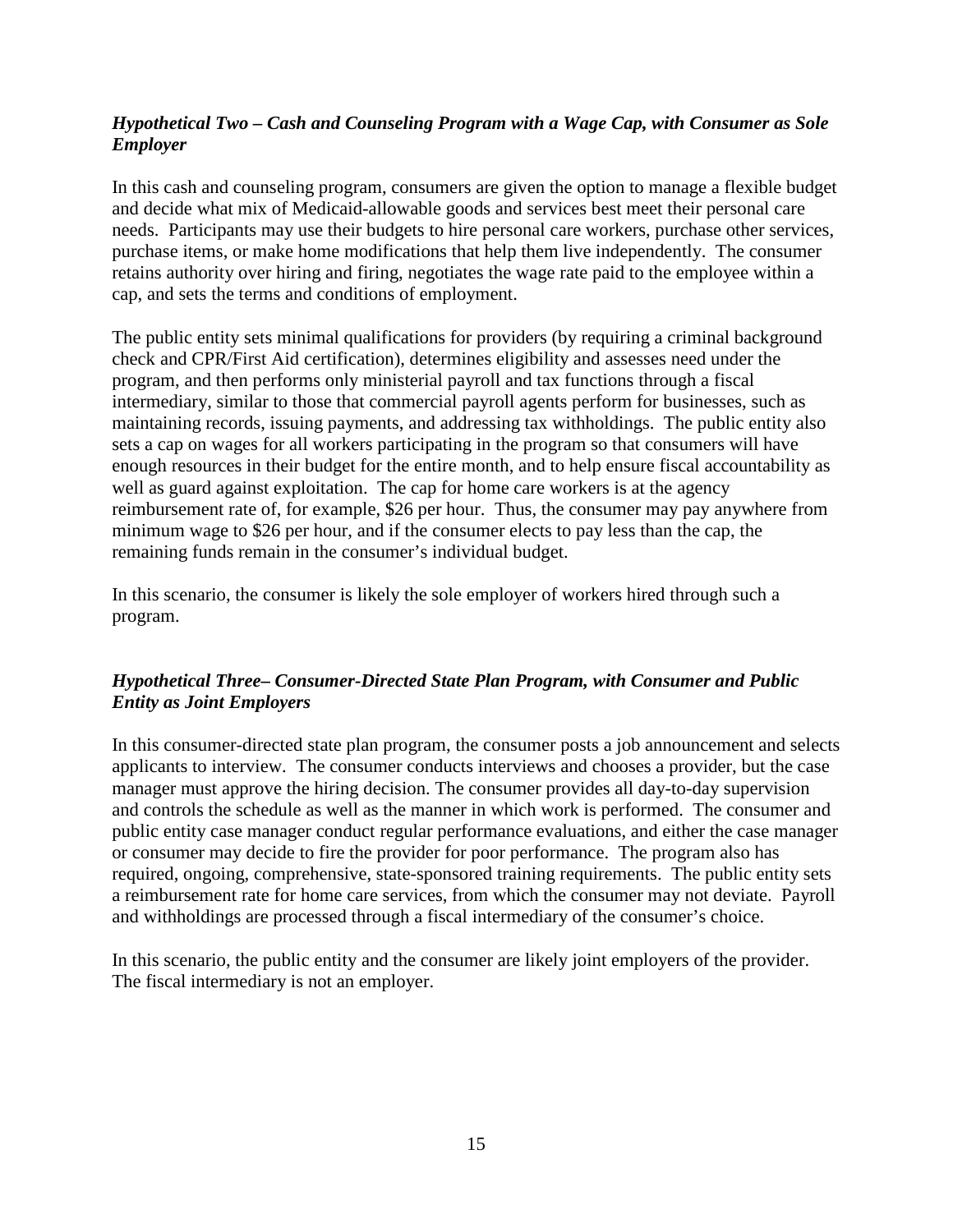### *Hypothetical Two – Cash and Counseling Program with a Wage Cap, with Consumer as Sole Employer*

In this cash and counseling program, consumers are given the option to manage a flexible budget and decide what mix of Medicaid-allowable goods and services best meet their personal care needs. Participants may use their budgets to hire personal care workers, purchase other services, purchase items, or make home modifications that help them live independently. The consumer retains authority over hiring and firing, negotiates the wage rate paid to the employee within a cap, and sets the terms and conditions of employment.

The public entity sets minimal qualifications for providers (by requiring a criminal background check and CPR/First Aid certification), determines eligibility and assesses need under the program, and then performs only ministerial payroll and tax functions through a fiscal intermediary, similar to those that commercial payroll agents perform for businesses, such as maintaining records, issuing payments, and addressing tax withholdings. The public entity also sets a cap on wages for all workers participating in the program so that consumers will have enough resources in their budget for the entire month, and to help ensure fiscal accountability as well as guard against exploitation. The cap for home care workers is at the agency reimbursement rate of, for example, $26 per hour. Thus, the consumer may pay anywhere from minimum wage to $26 per hour, and if the consumer elects to pay less than the cap, the remaining funds remain in the consumer's individual budget.

In this scenario, the consumer is likely the sole employer of workers hired through such a program.

### *Hypothetical Three– Consumer-Directed State Plan Program, with Consumer and Public Entity as Joint Employers*

In this consumer-directed state plan program, the consumer posts a job announcement and selects applicants to interview. The consumer conducts interviews and chooses a provider, but the case manager must approve the hiring decision. The consumer provides all day-to-day supervision and controls the schedule as well as the manner in which work is performed. The consumer and public entity case manager conduct regular performance evaluations, and either the case manager or consumer may decide to fire the provider for poor performance. The program also has required, ongoing, comprehensive, state-sponsored training requirements. The public entity sets a reimbursement rate for home care services, from which the consumer may not deviate. Payroll and withholdings are processed through a fiscal intermediary of the consumer's choice.

In this scenario, the public entity and the consumer are likely joint employers of the provider. The fiscal intermediary is not an employer.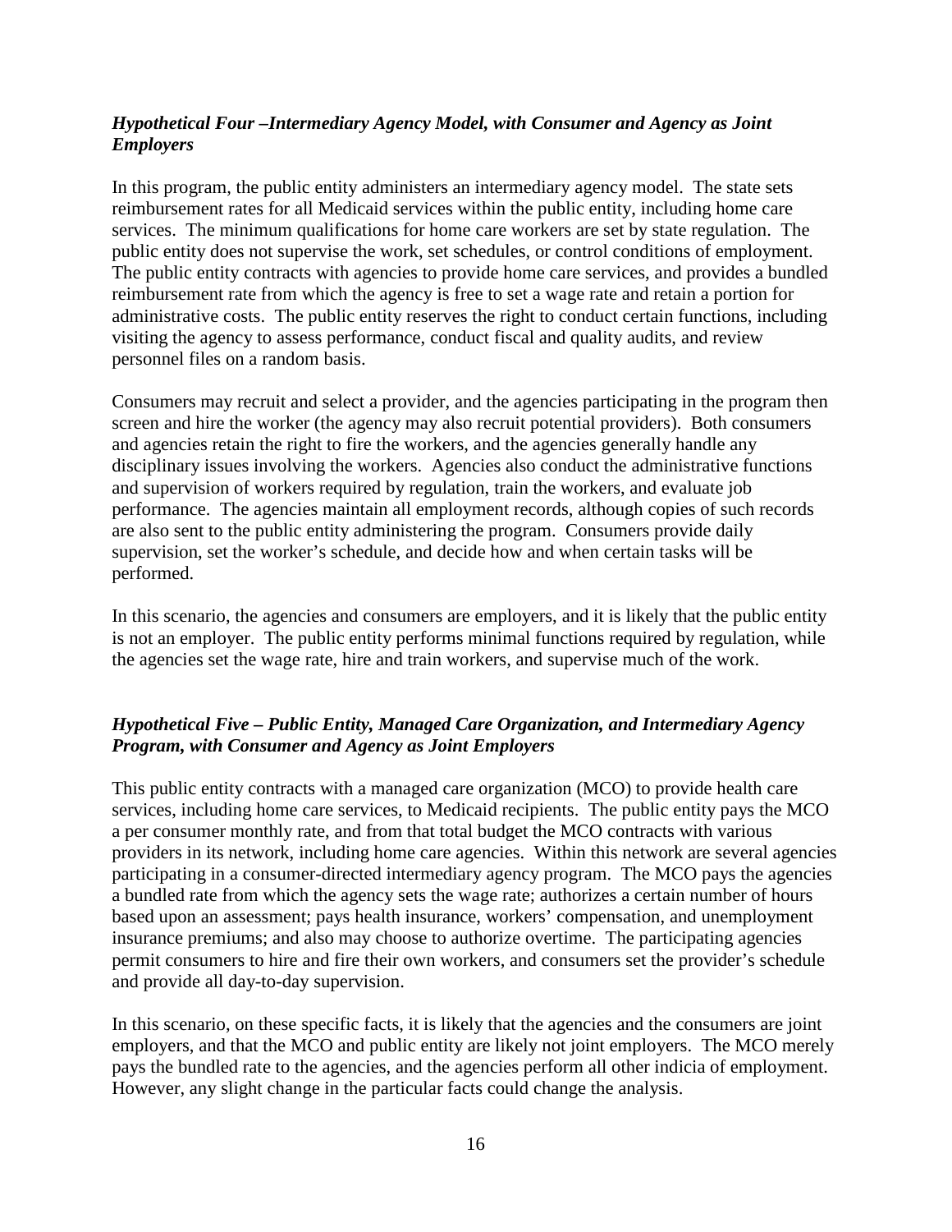### *Hypothetical Four –Intermediary Agency Model, with Consumer and Agency as Joint Employers*

In this program, the public entity administers an intermediary agency model. The state sets reimbursement rates for all Medicaid services within the public entity, including home care services. The minimum qualifications for home care workers are set by state regulation. The public entity does not supervise the work, set schedules, or control conditions of employment. The public entity contracts with agencies to provide home care services, and provides a bundled reimbursement rate from which the agency is free to set a wage rate and retain a portion for administrative costs. The public entity reserves the right to conduct certain functions, including visiting the agency to assess performance, conduct fiscal and quality audits, and review personnel files on a random basis.

Consumers may recruit and select a provider, and the agencies participating in the program then screen and hire the worker (the agency may also recruit potential providers). Both consumers and agencies retain the right to fire the workers, and the agencies generally handle any disciplinary issues involving the workers. Agencies also conduct the administrative functions and supervision of workers required by regulation, train the workers, and evaluate job performance. The agencies maintain all employment records, although copies of such records are also sent to the public entity administering the program. Consumers provide daily supervision, set the worker's schedule, and decide how and when certain tasks will be performed.

In this scenario, the agencies and consumers are employers, and it is likely that the public entity is not an employer. The public entity performs minimal functions required by regulation, while the agencies set the wage rate, hire and train workers, and supervise much of the work.

### *Hypothetical Five – Public Entity, Managed Care Organization, and Intermediary Agency Program, with Consumer and Agency as Joint Employers*

This public entity contracts with a managed care organization (MCO) to provide health care services, including home care services, to Medicaid recipients. The public entity pays the MCO a per consumer monthly rate, and from that total budget the MCO contracts with various providers in its network, including home care agencies. Within this network are several agencies participating in a consumer-directed intermediary agency program. The MCO pays the agencies a bundled rate from which the agency sets the wage rate; authorizes a certain number of hours based upon an assessment; pays health insurance, workers' compensation, and unemployment insurance premiums; and also may choose to authorize overtime. The participating agencies permit consumers to hire and fire their own workers, and consumers set the provider's schedule and provide all day-to-day supervision.

In this scenario, on these specific facts, it is likely that the agencies and the consumers are joint employers, and that the MCO and public entity are likely not joint employers. The MCO merely pays the bundled rate to the agencies, and the agencies perform all other indicia of employment. However, any slight change in the particular facts could change the analysis.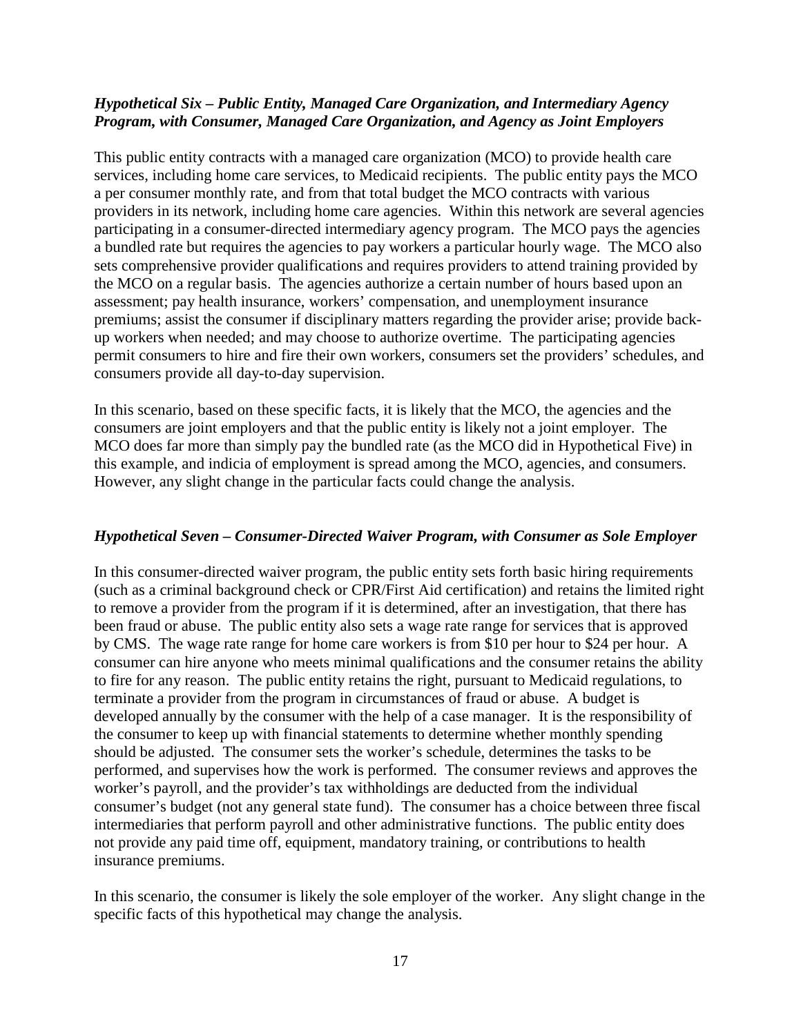### *Hypothetical Six – Public Entity, Managed Care Organization, and Intermediary Agency Program, with Consumer, Managed Care Organization, and Agency as Joint Employers*

This public entity contracts with a managed care organization (MCO) to provide health care services, including home care services, to Medicaid recipients. The public entity pays the MCO a per consumer monthly rate, and from that total budget the MCO contracts with various providers in its network, including home care agencies. Within this network are several agencies participating in a consumer-directed intermediary agency program. The MCO pays the agencies a bundled rate but requires the agencies to pay workers a particular hourly wage. The MCO also sets comprehensive provider qualifications and requires providers to attend training provided by the MCO on a regular basis. The agencies authorize a certain number of hours based upon an assessment; pay health insurance, workers' compensation, and unemployment insurance premiums; assist the consumer if disciplinary matters regarding the provider arise; provide back-up workers when needed; and may choose to authorize overtime. The participating agencies permit consumers to hire and fire their own workers, consumers set the providers' schedules, and consumers provide all day-to-day supervision.

In this scenario, based on these specific facts, it is likely that the MCO, the agencies and the consumers are joint employers and that the public entity is likely not a joint employer. The MCO does far more than simply pay the bundled rate (as the MCO did in Hypothetical Five) in this example, and indicia of employment is spread among the MCO, agencies, and consumers. However, any slight change in the particular facts could change the analysis.

### *Hypothetical Seven – Consumer-Directed Waiver Program, with Consumer as Sole Employer*

In this consumer-directed waiver program, the public entity sets forth basic hiring requirements (such as a criminal background check or CPR/First Aid certification) and retains the limited right to remove a provider from the program if it is determined, after an investigation, that there has been fraud or abuse. The public entity also sets a wage rate range for services that is approved by CMS. The wage rate range for home care workers is from $10 per hour to $24 per hour. A consumer can hire anyone who meets minimal qualifications and the consumer retains the ability to fire for any reason. The public entity retains the right, pursuant to Medicaid regulations, to terminate a provider from the program in circumstances of fraud or abuse. A budget is developed annually by the consumer with the help of a case manager. It is the responsibility of the consumer to keep up with financial statements to determine whether monthly spending should be adjusted. The consumer sets the worker's schedule, determines the tasks to be performed, and supervises how the work is performed. The consumer reviews and approves the worker's payroll, and the provider's tax withholdings are deducted from the individual consumer's budget (not any general state fund). The consumer has a choice between three fiscal intermediaries that perform payroll and other administrative functions. The public entity does not provide any paid time off, equipment, mandatory training, or contributions to health insurance premiums.

In this scenario, the consumer is likely the sole employer of the worker. Any slight change in the specific facts of this hypothetical may change the analysis.